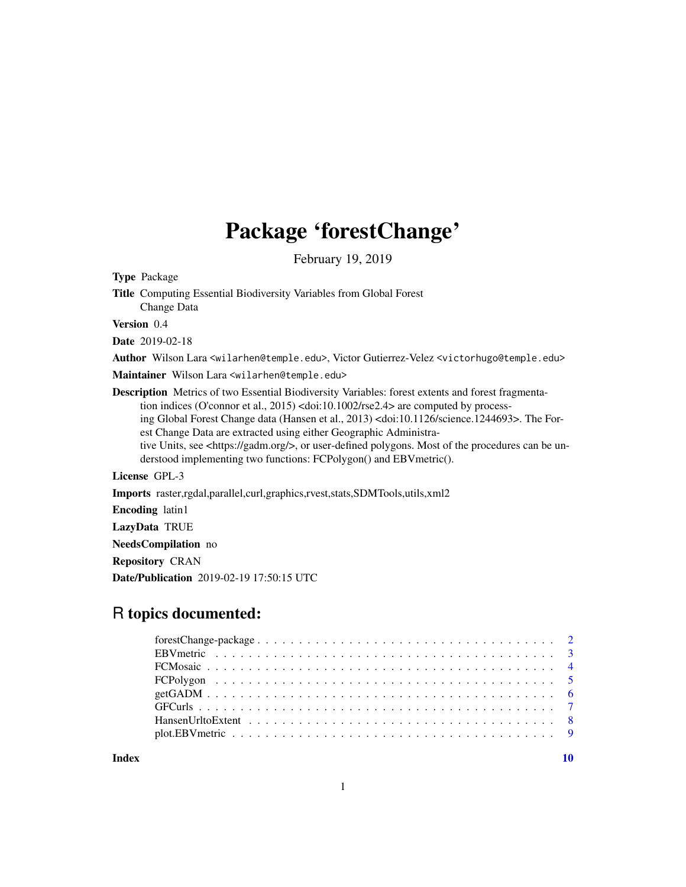# Package 'forestChange'

February 19, 2019

**Type** Package

**Title** Computing Essential Biodiversity Variables from Global Forest Change Data

**Version** 0.4

**Date** 2019-02-18

**Author** Wilson Lara <wilarhen@temple.edu>, Victor Gutierrez-Velez <victorhugo@temple.edu>

**Maintainer** Wilson Lara <wilarhen@temple.edu>

**Description** Metrics of two Essential Biodiversity Variables: forest extents and forest fragmentation indices (O'connor et al., 2015) <doi:10.1002/rse2.4> are computed by processing Global Forest Change data (Hansen et al., 2013) <doi:10.1126/science.1244693>. The Forest Change Data are extracted using either Geographic Administrative Units, see <https://gadm.org/>, or user-defined polygons. Most of the procedures can be understood implementing two functions: FCPolygon() and EBVmetric().

**License** GPL-3

**Imports** raster,rgdal,parallel,curl,graphics,rvest,stats,SDMTools,utils,xml2

**Encoding** latin1

**LazyData** TRUE

**NeedsCompilation** no

**Repository** CRAN

**Date/Publication** 2019-02-19 17:50:15 UTC

## R topics documented:

- forestChange-package . . . . . . . . . . . . . . . . . . . . . . . . . . . . . . . . . . . 2
- EBVmetric . . . . . . . . . . . . . . . . . . . . . . . . . . . . . . . . . . . . . . . . . 3
- FCMosaic . . . . . . . . . . . . . . . . . . . . . . . . . . . . . . . . . . . . . . . . . . 4
- FCPolygon . . . . . . . . . . . . . . . . . . . . . . . . . . . . . . . . . . . . . . . . . 5
- getGADM . . . . . . . . . . . . . . . . . . . . . . . . . . . . . . . . . . . . . . . . . . 6
- GFCurls . . . . . . . . . . . . . . . . . . . . . . . . . . . . . . . . . . . . . . . . . . . 7
- HansenUrltoExtent . . . . . . . . . . . . . . . . . . . . . . . . . . . . . . . . . . . . . 8
- plot.EBVmetric . . . . . . . . . . . . . . . . . . . . . . . . . . . . . . . . . . . . . . . 9

**Index** 10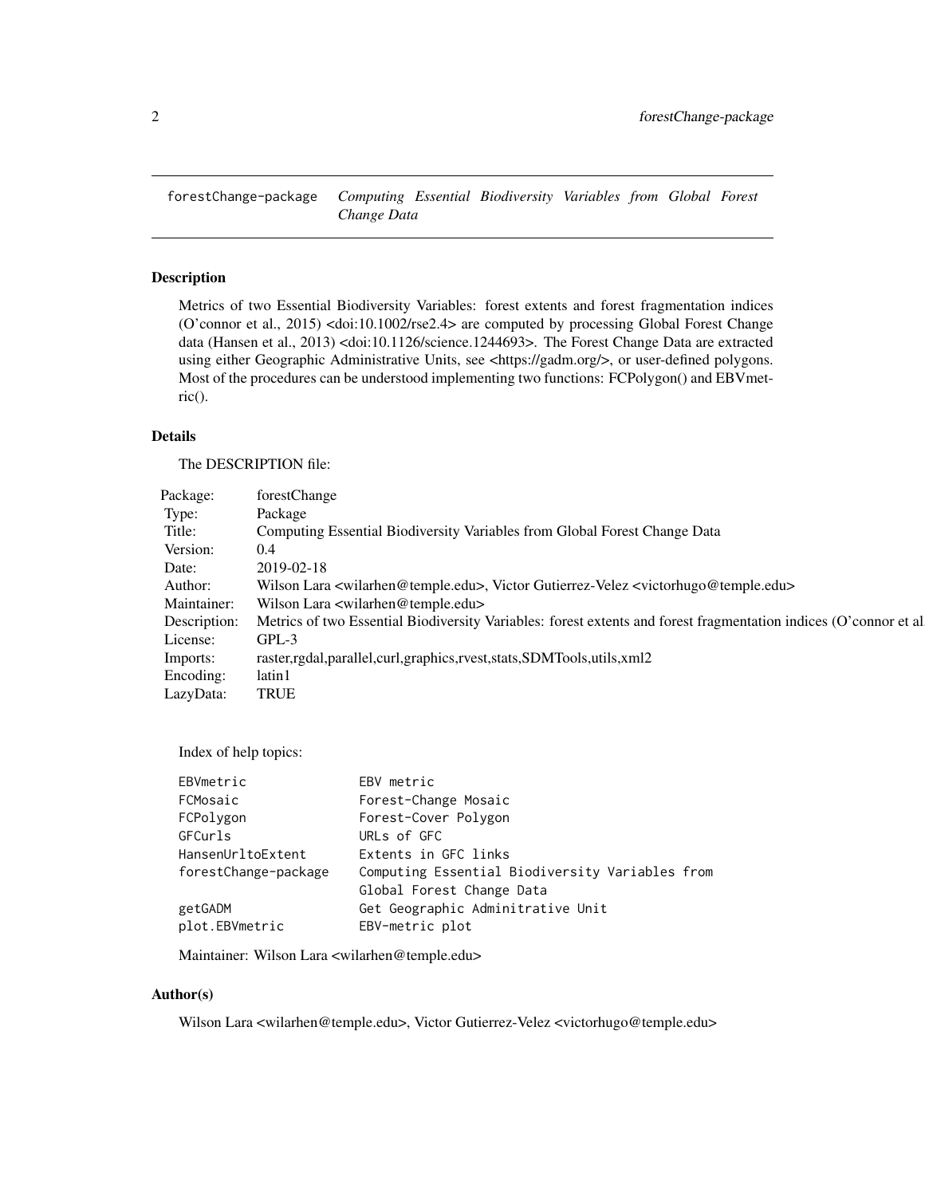forestChange-package *Computing Essential Biodiversity Variables from Global Forest Change Data*

---

## Description

Metrics of two Essential Biodiversity Variables: forest extents and forest fragmentation indices (O'connor et al., 2015) <doi:10.1002/rse2.4> are computed by processing Global Forest Change data (Hansen et al., 2013) <doi:10.1126/science.1244693>. The Forest Change Data are extracted using either Geographic Administrative Units, see <https://gadm.org/>, or user-defined polygons. Most of the procedures can be understood implementing two functions: FCPolygon() and EBVmetric().

## Details

The DESCRIPTION file:

| | |
|---|---|
| Package: | forestChange |
| Type: | Package |
| Title: | Computing Essential Biodiversity Variables from Global Forest Change Data |
| Version: | 0.4 |
| Date: | 2019-02-18 |
| Author: | Wilson Lara <wilarhen@temple.edu>, Victor Gutierrez-Velez <victorhugo@temple.edu> |
| Maintainer: | Wilson Lara <wilarhen@temple.edu> |
| Description: | Metrics of two Essential Biodiversity Variables: forest extents and forest fragmentation indices (O'connor et al |
| License: | GPL-3 |
| Imports: | raster,rgdal,parallel,curl,graphics,rvest,stats,SDMTools,utils,xml2 |
| Encoding: | latin1 |
| LazyData: | TRUE |

Index of help topics:

```
EBVmetric               EBV metric
FCMosaic                Forest-Change Mosaic
FCPolygon               Forest-Cover Polygon
GFCurls                 URLs of GFC
HansenUrltoExtent       Extents in GFC links
forestChange-package    Computing Essential Biodiversity Variables from
                        Global Forest Change Data
getGADM                 Get Geographic Adminitrative Unit
plot.EBVmetric          EBV-metric plot
```

Maintainer: Wilson Lara <wilarhen@temple.edu>

## Author(s)

Wilson Lara <wilarhen@temple.edu>, Victor Gutierrez-Velez <victorhugo@temple.edu>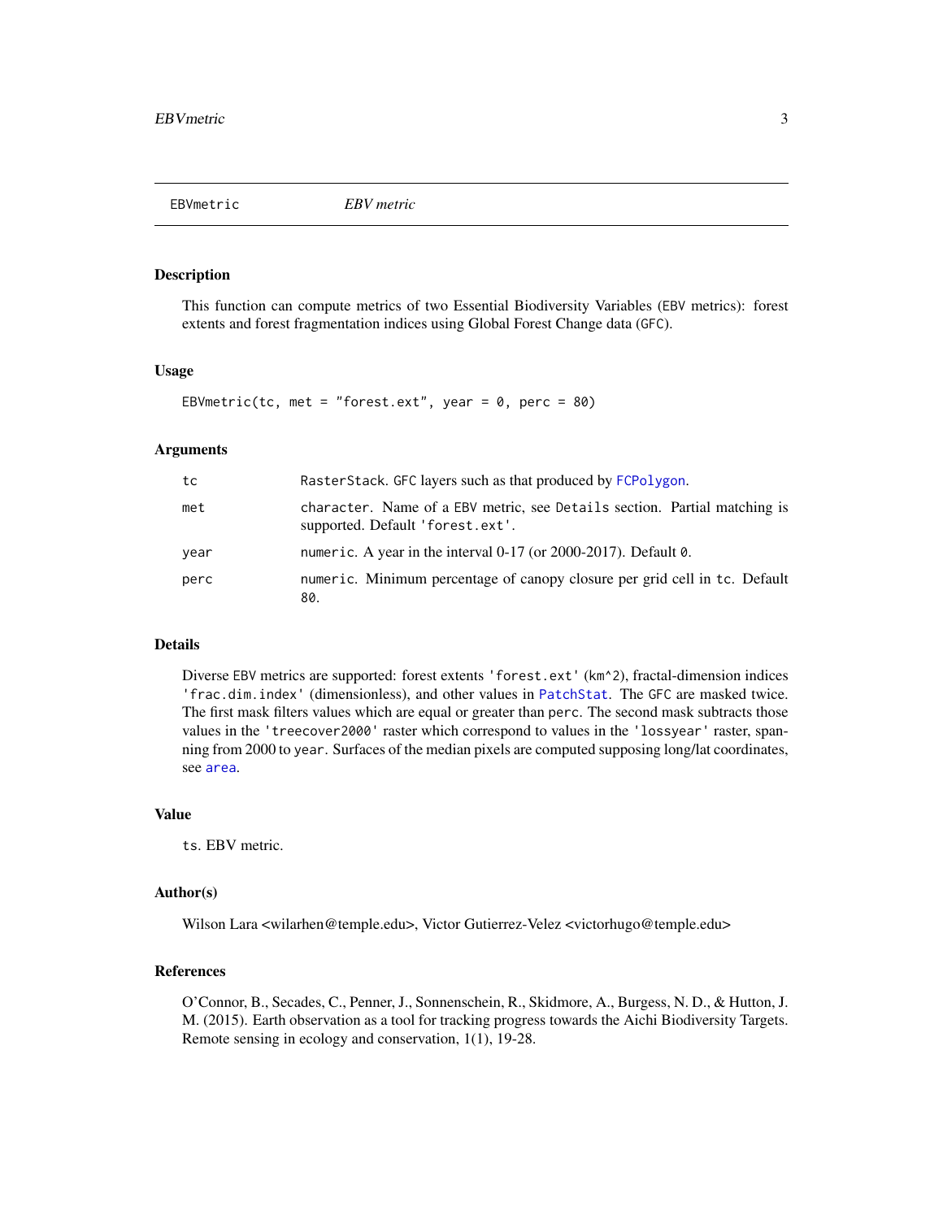EBVmetric                *EBV metric*

## Description

This function can compute metrics of two Essential Biodiversity Variables (EBV metrics): forest extents and forest fragmentation indices using Global Forest Change data (GFC).

## Usage

```
EBVmetric(tc, met = "forest.ext", year = 0, perc = 80)
```

## Arguments

| | |
|---|---|
| tc | RasterStack. GFC layers such as that produced by FCPolygon. |
| met | character. Name of a EBV metric, see Details section. Partial matching is supported. Default 'forest.ext'. |
| year | numeric. A year in the interval 0-17 (or 2000-2017). Default 0. |
| perc | numeric. Minimum percentage of canopy closure per grid cell in tc. Default 80. |

## Details

Diverse EBV metrics are supported: forest extents 'forest.ext' (km^2), fractal-dimension indices 'frac.dim.index' (dimensionless), and other values in PatchStat. The GFC are masked twice. The first mask filters values which are equal or greater than perc. The second mask subtracts those values in the 'treecover2000' raster which correspond to values in the 'lossyear' raster, spanning from 2000 to year. Surfaces of the median pixels are computed supposing long/lat coordinates, see area.

## Value

ts. EBV metric.

## Author(s)

Wilson Lara <wilarhen@temple.edu>, Victor Gutierrez-Velez <victorhugo@temple.edu>

## References

O'Connor, B., Secades, C., Penner, J., Sonnenschein, R., Skidmore, A., Burgess, N. D., & Hutton, J. M. (2015). Earth observation as a tool for tracking progress towards the Aichi Biodiversity Targets. Remote sensing in ecology and conservation, 1(1), 19-28.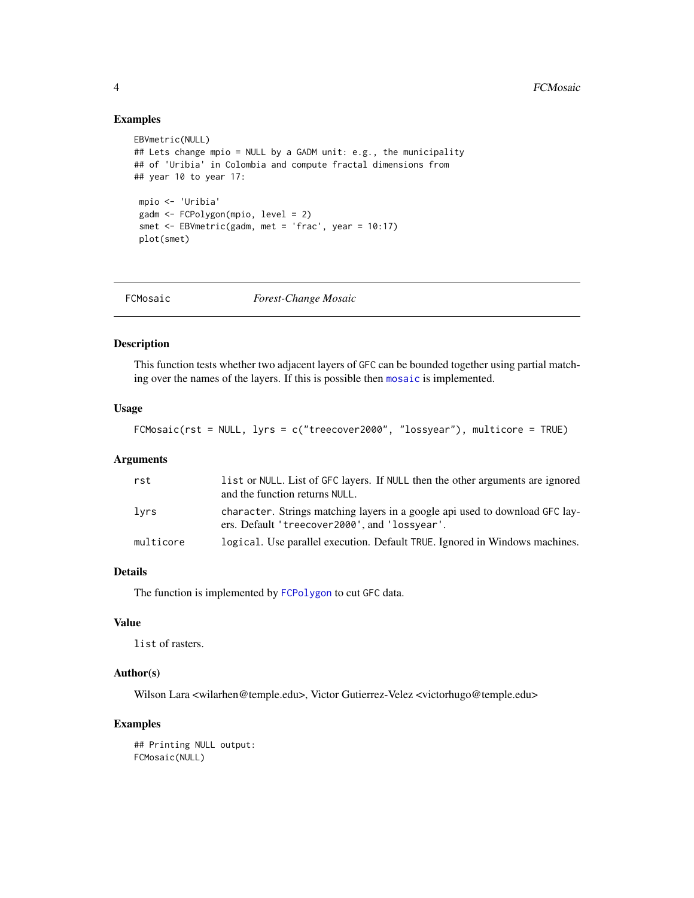## Examples

```
EBVmetric(NULL)
## Lets change mpio = NULL by a GADM unit: e.g., the municipality
## of 'Uribia' in Colombia and compute fractal dimensions from
## year 10 to year 17:

 mpio <- 'Uribia'
 gadm <- FCPolygon(mpio, level = 2)
 smet <- EBVmetric(gadm, met = 'frac', year = 10:17)
 plot(smet)
```

---

# FCMosaic — *Forest-Change Mosaic*

## Description

This function tests whether two adjacent layers of `GFC` can be bounded together using partial matching over the names of the layers. If this is possible then `mosaic` is implemented.

## Usage

```
FCMosaic(rst = NULL, lyrs = c("treecover2000", "lossyear"), multicore = TRUE)
```

## Arguments

| | |
|---|---|
| `rst` | `list` or `NULL`. List of `GFC` layers. If `NULL` then the other arguments are ignored and the function returns `NULL`. |
| `lyrs` | `character`. Strings matching layers in a google api used to download `GFC` layers. Default `'treecover2000'`, and `'lossyear'`. |
| `multicore` | `logical`. Use parallel execution. Default `TRUE`. Ignored in Windows machines. |

## Details

The function is implemented by `FCPolygon` to cut `GFC` data.

## Value

`list` of rasters.

## Author(s)

Wilson Lara <wilarhen@temple.edu>, Victor Gutierrez-Velez <victorhugo@temple.edu>

## Examples

```
## Printing NULL output:
FCMosaic(NULL)
```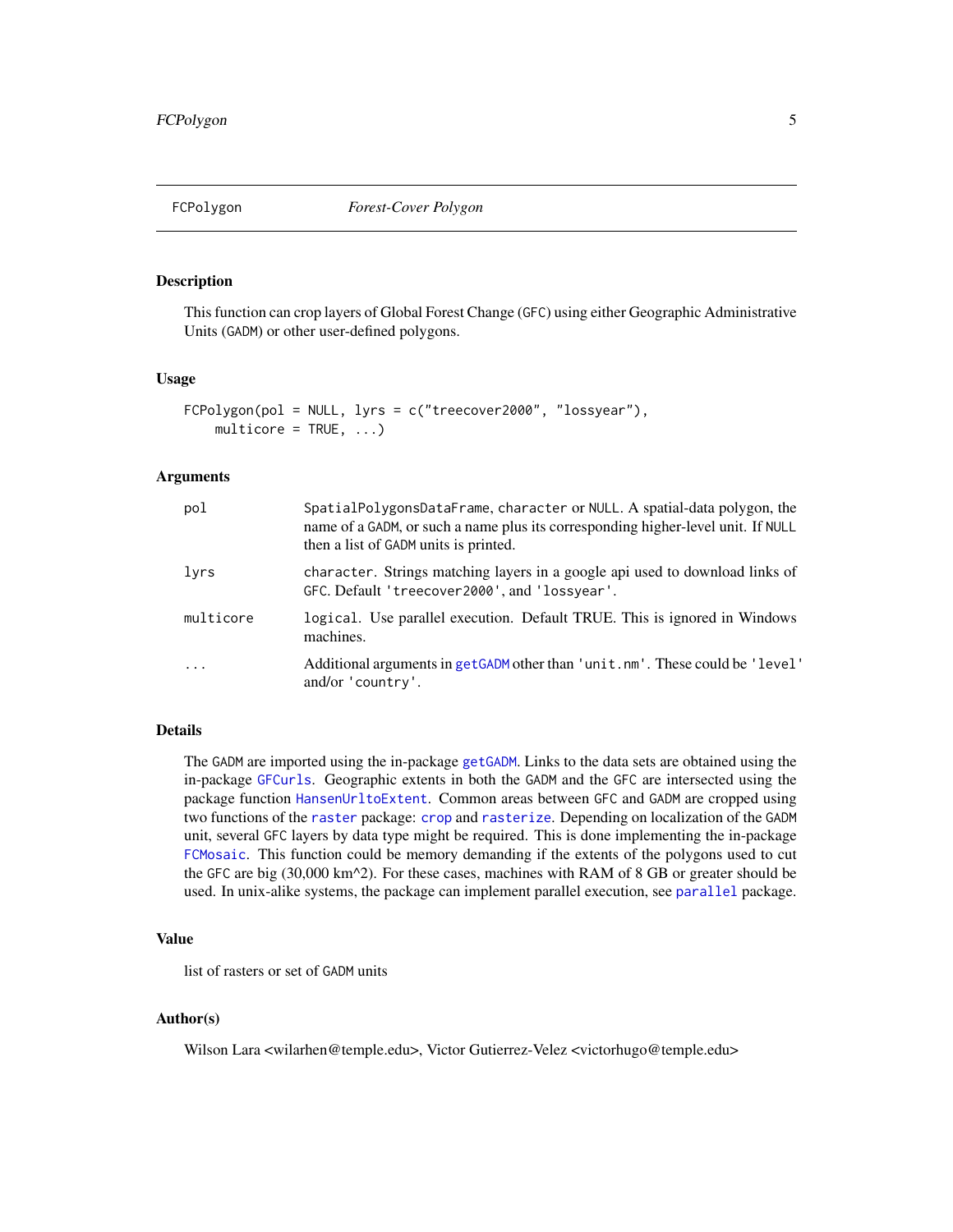FCPolygon *Forest-Cover Polygon*

## Description

This function can crop layers of Global Forest Change (GFC) using either Geographic Administrative Units (GADM) or other user-defined polygons.

## Usage

```
FCPolygon(pol = NULL, lyrs = c("treecover2000", "lossyear"),
    multicore = TRUE, ...)
```

## Arguments

| | |
|---|---|
| pol | SpatialPolygonsDataFrame, character or NULL. A spatial-data polygon, the name of a GADM, or such a name plus its corresponding higher-level unit. If NULL then a list of GADM units is printed. |
| lyrs | character. Strings matching layers in a google api used to download links of GFC. Default 'treecover2000', and 'lossyear'. |
| multicore | logical. Use parallel execution. Default TRUE. This is ignored in Windows machines. |
| ... | Additional arguments in getGADM other than 'unit.nm'. These could be 'level' and/or 'country'. |

## Details

The GADM are imported using the in-package getGADM. Links to the data sets are obtained using the in-package GFCurls. Geographic extents in both the GADM and the GFC are intersected using the package function HansenUrltoExtent. Common areas between GFC and GADM are cropped using two functions of the raster package: crop and rasterize. Depending on localization of the GADM unit, several GFC layers by data type might be required. This is done implementing the in-package FCMosaic. This function could be memory demanding if the extents of the polygons used to cut the GFC are big (30,000 km^2). For these cases, machines with RAM of 8 GB or greater should be used. In unix-alike systems, the package can implement parallel execution, see parallel package.

## Value

list of rasters or set of GADM units

## Author(s)

Wilson Lara <wilarhen@temple.edu>, Victor Gutierrez-Velez <victorhugo@temple.edu>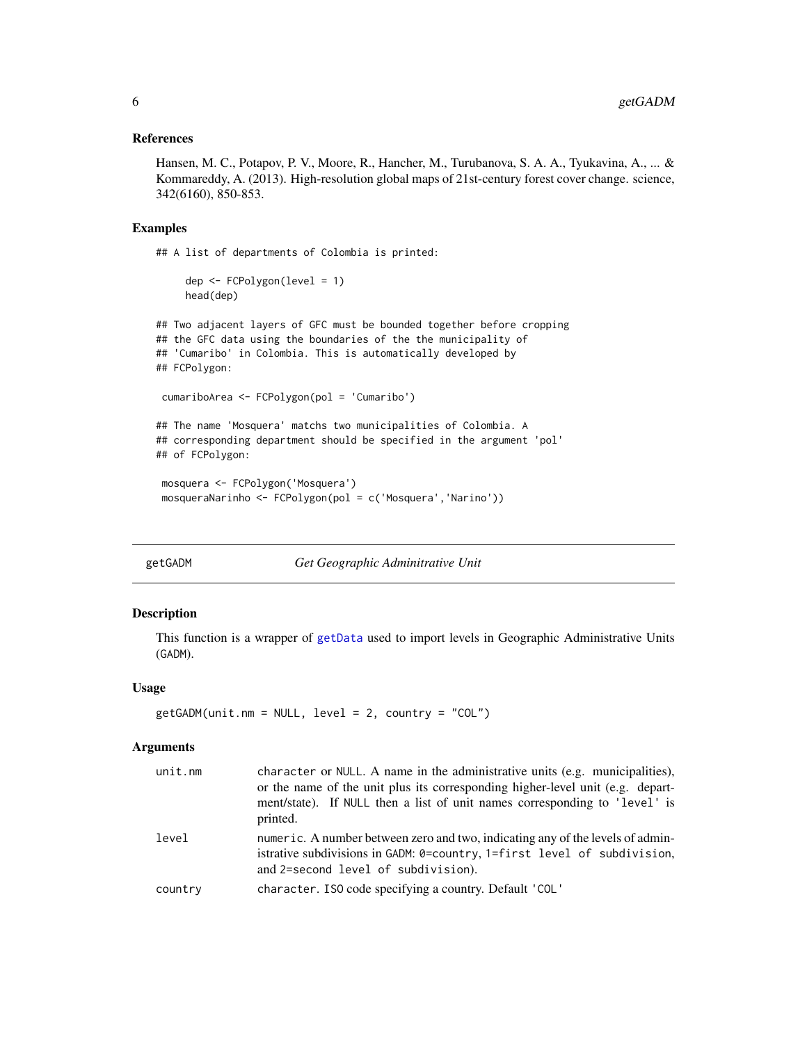### References

Hansen, M. C., Potapov, P. V., Moore, R., Hancher, M., Turubanova, S. A. A., Tyukavina, A., ... & Kommareddy, A. (2013). High-resolution global maps of 21st-century forest cover change. science, 342(6160), 850-853.

### Examples

```
## A list of departments of Colombia is printed:

     dep <- FCPolygon(level = 1)
     head(dep)

## Two adjacent layers of GFC must be bounded together before cropping
## the GFC data using the boundaries of the the municipality of
## 'Cumaribo' in Colombia. This is automatically developed by
## FCPolygon:

 cumariboArea <- FCPolygon(pol = 'Cumaribo')

## The name 'Mosquera' matchs two municipalities of Colombia. A
## corresponding department should be specified in the argument 'pol'
## of FCPolygon:

 mosquera <- FCPolygon('Mosquera')
 mosqueraNarinho <- FCPolygon(pol = c('Mosquera','Narino'))
```

---

## getGADM — *Get Geographic Adminitrative Unit*

### Description

This function is a wrapper of getData used to import levels in Geographic Administrative Units (GADM).

### Usage

```
getGADM(unit.nm = NULL, level = 2, country = "COL")
```

### Arguments

| | |
|---|---|
| unit.nm | character or NULL. A name in the administrative units (e.g. municipalities), or the name of the unit plus its corresponding higher-level unit (e.g. department/state). If NULL then a list of unit names corresponding to 'level' is printed. |
| level | numeric. A number between zero and two, indicating any of the levels of administrative subdivisions in GADM: 0=country, 1=first level of subdivision, and 2=second level of subdivision). |
| country | character. ISO code specifying a country. Default 'COL' |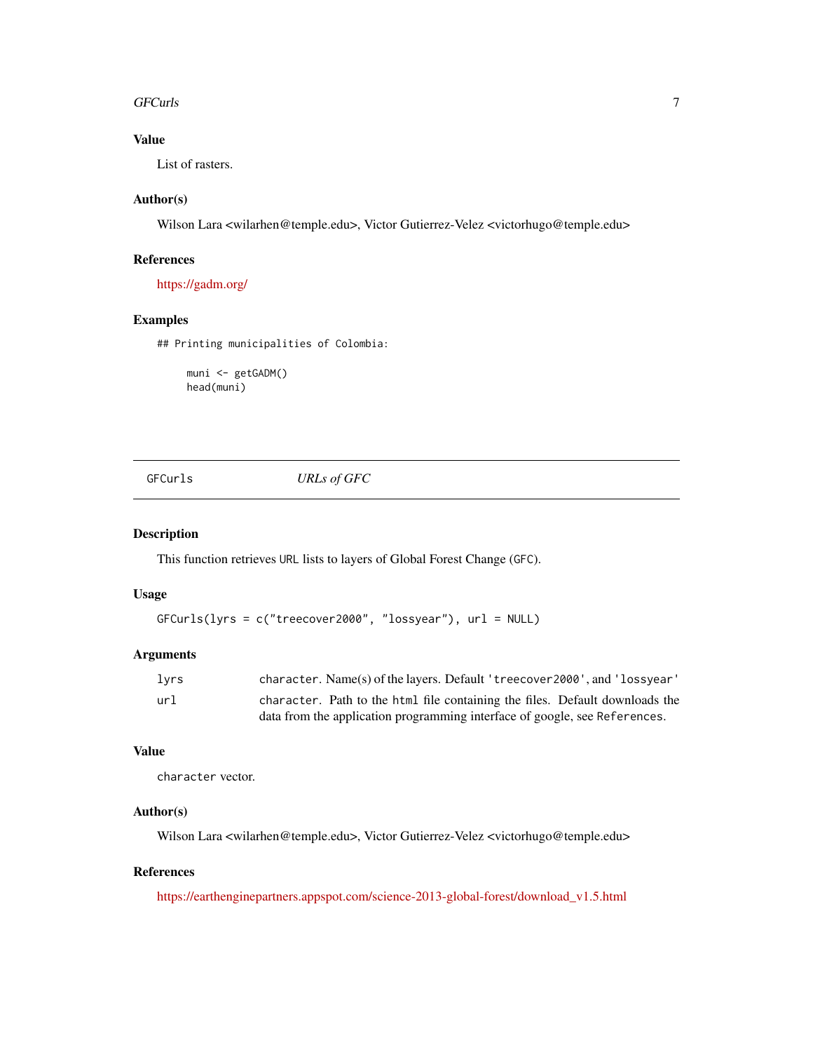### Value

List of rasters.

### Author(s)

Wilson Lara <wilarhen@temple.edu>, Victor Gutierrez-Velez <victorhugo@temple.edu>

### References

https://gadm.org/

### Examples

```
## Printing municipalities of Colombia:

     muni <- getGADM()
     head(muni)
```

---

## GFCurls — *URLs of GFC*

### Description

This function retrieves URL lists to layers of Global Forest Change (GFC).

### Usage

```
GFCurls(lyrs = c("treecover2000", "lossyear"), url = NULL)
```

### Arguments

| | |
|---|---|
| `lyrs` | `character`. Name(s) of the layers. Default `'treecover2000'`, and `'lossyear'` |
| `url` | `character`. Path to the `html` file containing the files. Default downloads the data from the application programming interface of google, see `References`. |

### Value

`character` vector.

### Author(s)

Wilson Lara <wilarhen@temple.edu>, Victor Gutierrez-Velez <victorhugo@temple.edu>

### References

https://earthenginepartners.appspot.com/science-2013-global-forest/download_v1.5.html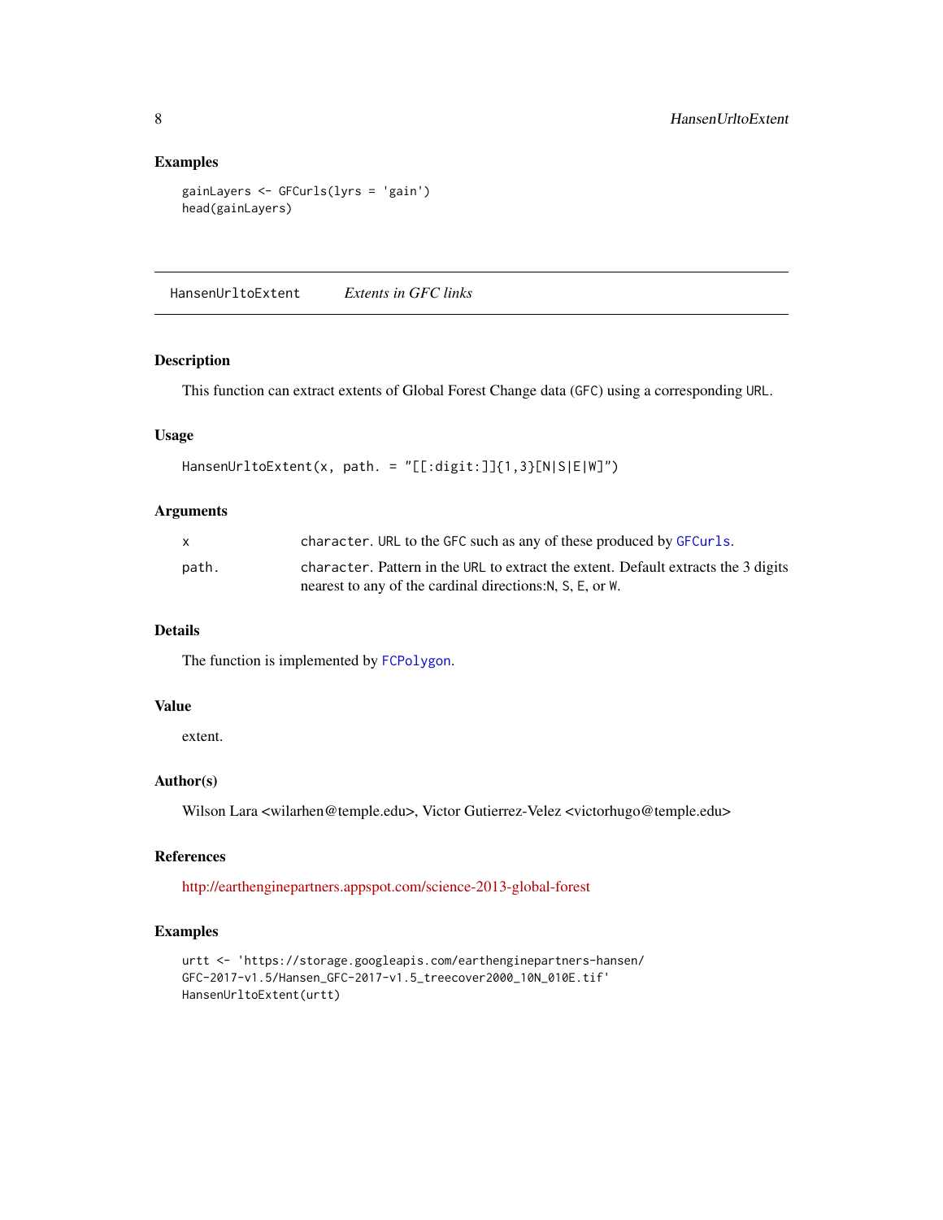### Examples

```
gainLayers <- GFCurls(lyrs = 'gain')
head(gainLayers)
```

---

## HansenUrltoExtent *Extents in GFC links*

### Description

This function can extract extents of Global Forest Change data (GFC) using a corresponding URL.

### Usage

```
HansenUrltoExtent(x, path. = "[[:digit:]]{1,3}[N|S|E|W]")
```

### Arguments

| | |
|---|---|
| x | character. URL to the GFC such as any of these produced by GFCurls. |
| path. | character. Pattern in the URL to extract the extent. Default extracts the 3 digits nearest to any of the cardinal directions:N, S, E, or W. |

### Details

The function is implemented by FCPolygon.

### Value

extent.

### Author(s)

Wilson Lara <wilarhen@temple.edu>, Victor Gutierrez-Velez <victorhugo@temple.edu>

### References

http://earthenginepartners.appspot.com/science-2013-global-forest

### Examples

```
urtt <- 'https://storage.googleapis.com/earthenginepartners-hansen/
GFC-2017-v1.5/Hansen_GFC-2017-v1.5_treecover2000_10N_010E.tif'
HansenUrltoExtent(urtt)
```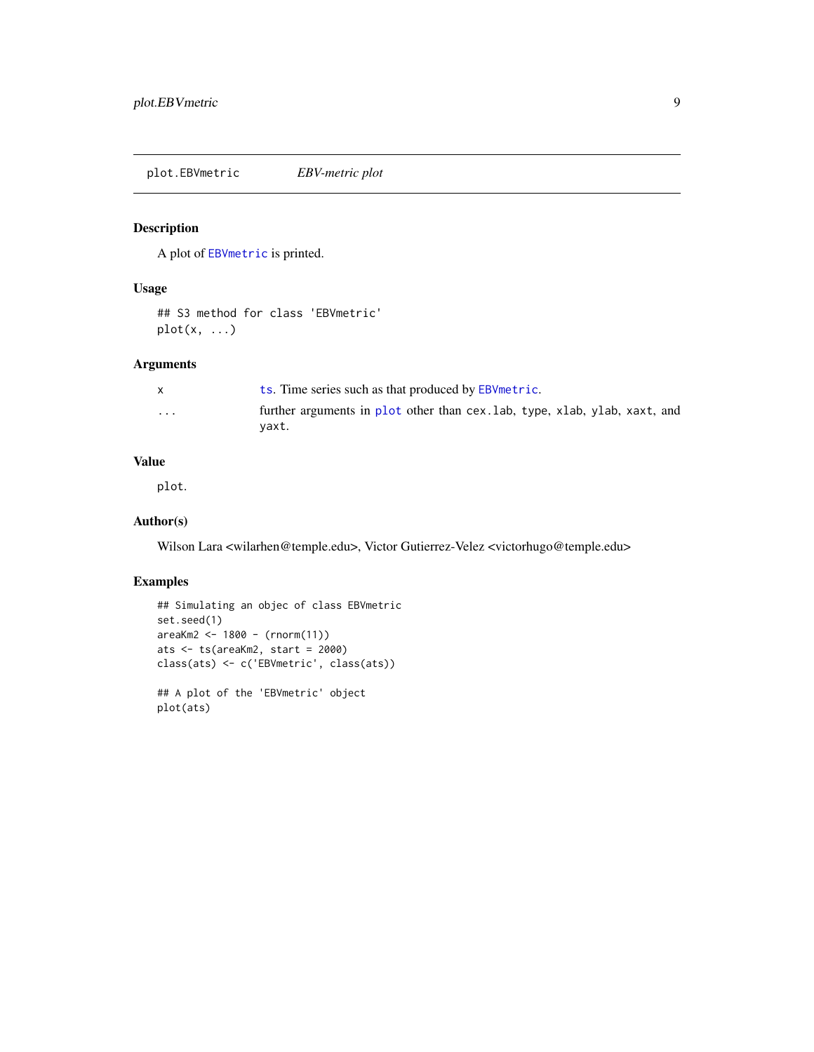## plot.EBVmetric    *EBV-metric plot*

### Description

A plot of `EBVmetric` is printed.

### Usage

```
## S3 method for class 'EBVmetric'
plot(x, ...)
```

### Arguments

| | |
|---|---|
| x | `ts`. Time series such as that produced by `EBVmetric`. |
| ... | further arguments in `plot` other than `cex.lab`, `type`, `xlab`, `ylab`, `xaxt`, and `yaxt`. |

### Value

`plot`.

### Author(s)

Wilson Lara <wilarhen@temple.edu>, Victor Gutierrez-Velez <victorhugo@temple.edu>

### Examples

```
## Simulating an objec of class EBVmetric
set.seed(1)
areaKm2 <- 1800 - (rnorm(11))
ats <- ts(areaKm2, start = 2000)
class(ats) <- c('EBVmetric', class(ats))

## A plot of the 'EBVmetric' object
plot(ats)
```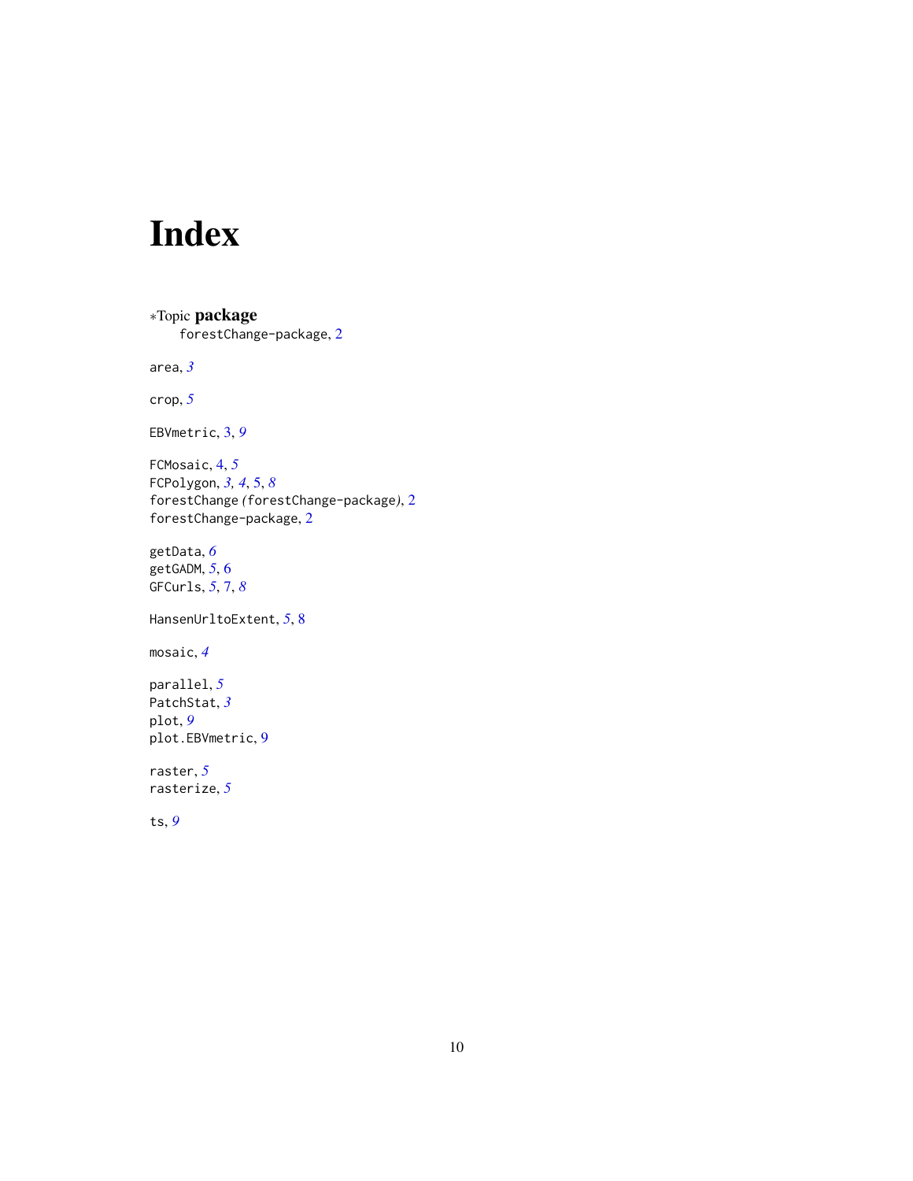# Index

∗Topic **package**
    forestChange-package, 2

area, *3*

crop, *5*

EBVmetric, 3, *9*

FCMosaic, 4, *5*
FCPolygon, *3, 4*, 5, *8*
forestChange *(*forestChange-package*)*, 2
forestChange-package, 2

getData, *6*
getGADM, *5*, 6
GFCurls, *5*, 7, *8*

HansenUrltoExtent, *5*, 8

mosaic, *4*

parallel, *5*
PatchStat, *3*
plot, *9*
plot.EBVmetric, 9

raster, *5*
rasterize, *5*

ts, *9*